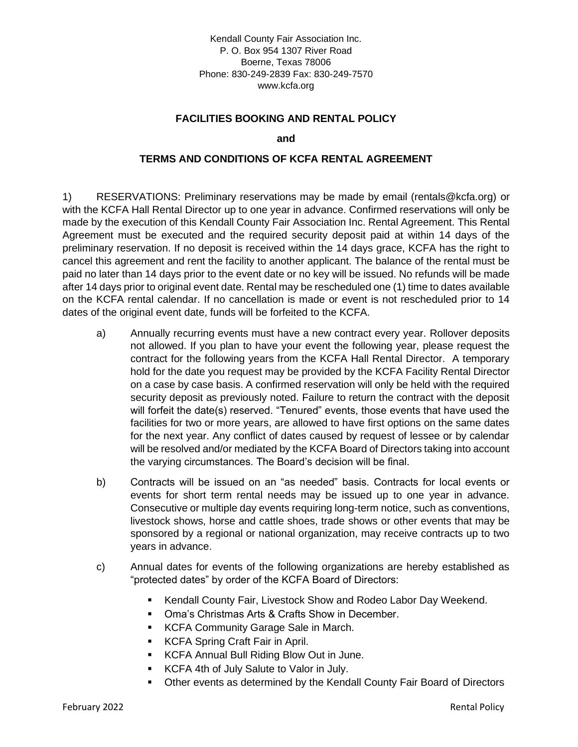Kendall County Fair Association Inc.
P. O. Box 954 1307 River Road
Boerne, Texas 78006
Phone: 830-249-2839 Fax: 830-249-7570
www.kcfa.org

**FACILITIES BOOKING AND RENTAL POLICY**

**and**

**TERMS AND CONDITIONS OF KCFA RENTAL AGREEMENT**

1) RESERVATIONS: Preliminary reservations may be made by email (rentals@kcfa.org) or with the KCFA Hall Rental Director up to one year in advance. Confirmed reservations will only be made by the execution of this Kendall County Fair Association Inc. Rental Agreement. This Rental Agreement must be executed and the required security deposit paid at within 14 days of the preliminary reservation. If no deposit is received within the 14 days grace, KCFA has the right to cancel this agreement and rent the facility to another applicant. The balance of the rental must be paid no later than 14 days prior to the event date or no key will be issued. No refunds will be made after 14 days prior to original event date. Rental may be rescheduled one (1) time to dates available on the KCFA rental calendar. If no cancellation is made or event is not rescheduled prior to 14 dates of the original event date, funds will be forfeited to the KCFA.

a) Annually recurring events must have a new contract every year. Rollover deposits not allowed. If you plan to have your event the following year, please request the contract for the following years from the KCFA Hall Rental Director. A temporary hold for the date you request may be provided by the KCFA Facility Rental Director on a case by case basis. A confirmed reservation will only be held with the required security deposit as previously noted. Failure to return the contract with the deposit will forfeit the date(s) reserved. "Tenured" events, those events that have used the facilities for two or more years, are allowed to have first options on the same dates for the next year. Any conflict of dates caused by request of lessee or by calendar will be resolved and/or mediated by the KCFA Board of Directors taking into account the varying circumstances. The Board's decision will be final.

b) Contracts will be issued on an "as needed" basis. Contracts for local events or events for short term rental needs may be issued up to one year in advance. Consecutive or multiple day events requiring long-term notice, such as conventions, livestock shows, horse and cattle shoes, trade shows or other events that may be sponsored by a regional or national organization, may receive contracts up to two years in advance.

c) Annual dates for events of the following organizations are hereby established as "protected dates" by order of the KCFA Board of Directors:

- Kendall County Fair, Livestock Show and Rodeo Labor Day Weekend.
- Oma's Christmas Arts & Crafts Show in December.
- KCFA Community Garage Sale in March.
- KCFA Spring Craft Fair in April.
- KCFA Annual Bull Riding Blow Out in June.
- KCFA 4th of July Salute to Valor in July.
- Other events as determined by the Kendall County Fair Board of Directors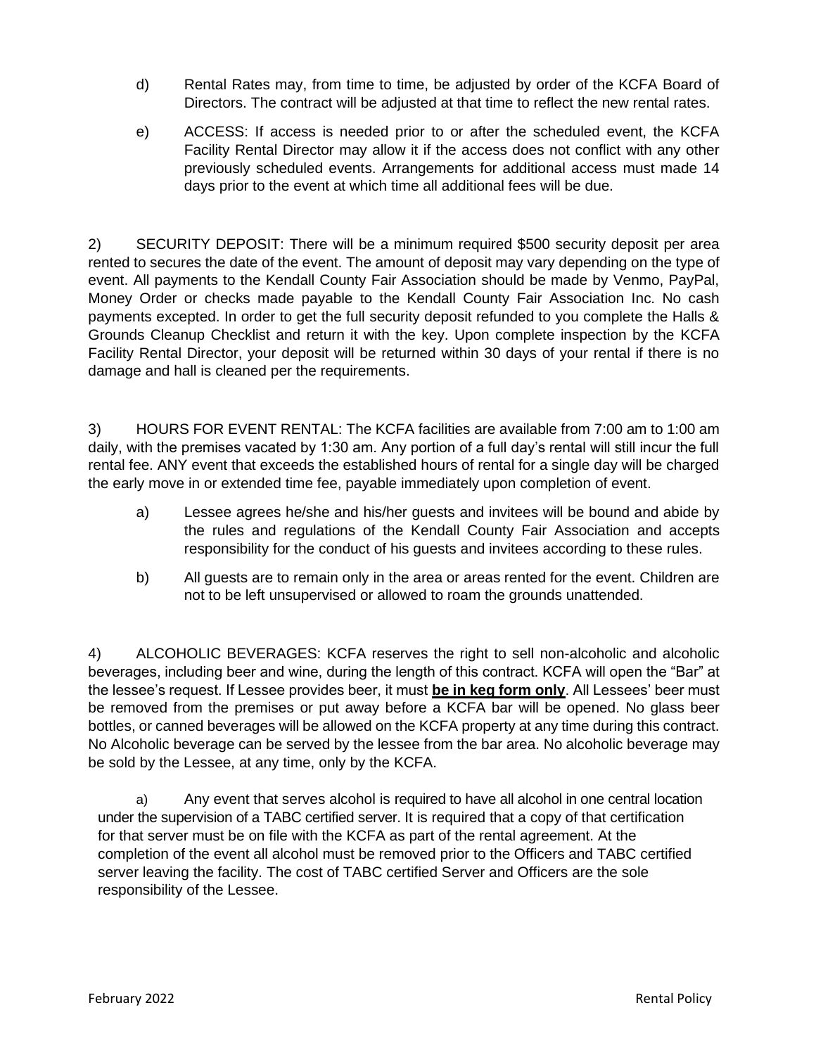d) Rental Rates may, from time to time, be adjusted by order of the KCFA Board of Directors. The contract will be adjusted at that time to reflect the new rental rates.

e) ACCESS: If access is needed prior to or after the scheduled event, the KCFA Facility Rental Director may allow it if the access does not conflict with any other previously scheduled events. Arrangements for additional access must made 14 days prior to the event at which time all additional fees will be due.

2) SECURITY DEPOSIT: There will be a minimum required $500 security deposit per area rented to secures the date of the event. The amount of deposit may vary depending on the type of event. All payments to the Kendall County Fair Association should be made by Venmo, PayPal, Money Order or checks made payable to the Kendall County Fair Association Inc. No cash payments excepted. In order to get the full security deposit refunded to you complete the Halls & Grounds Cleanup Checklist and return it with the key. Upon complete inspection by the KCFA Facility Rental Director, your deposit will be returned within 30 days of your rental if there is no damage and hall is cleaned per the requirements.

3) HOURS FOR EVENT RENTAL: The KCFA facilities are available from 7:00 am to 1:00 am daily, with the premises vacated by 1:30 am. Any portion of a full day's rental will still incur the full rental fee. ANY event that exceeds the established hours of rental for a single day will be charged the early move in or extended time fee, payable immediately upon completion of event.

a) Lessee agrees he/she and his/her guests and invitees will be bound and abide by the rules and regulations of the Kendall County Fair Association and accepts responsibility for the conduct of his guests and invitees according to these rules.

b) All guests are to remain only in the area or areas rented for the event. Children are not to be left unsupervised or allowed to roam the grounds unattended.

4) ALCOHOLIC BEVERAGES: KCFA reserves the right to sell non-alcoholic and alcoholic beverages, including beer and wine, during the length of this contract. KCFA will open the "Bar" at the lessee's request. If Lessee provides beer, it must **be in keg form only**. All Lessees' beer must be removed from the premises or put away before a KCFA bar will be opened. No glass beer bottles, or canned beverages will be allowed on the KCFA property at any time during this contract. No Alcoholic beverage can be served by the lessee from the bar area. No alcoholic beverage may be sold by the Lessee, at any time, only by the KCFA.

a) Any event that serves alcohol is required to have all alcohol in one central location under the supervision of a TABC certified server. It is required that a copy of that certification for that server must be on file with the KCFA as part of the rental agreement. At the completion of the event all alcohol must be removed prior to the Officers and TABC certified server leaving the facility. The cost of TABC certified Server and Officers are the sole responsibility of the Lessee.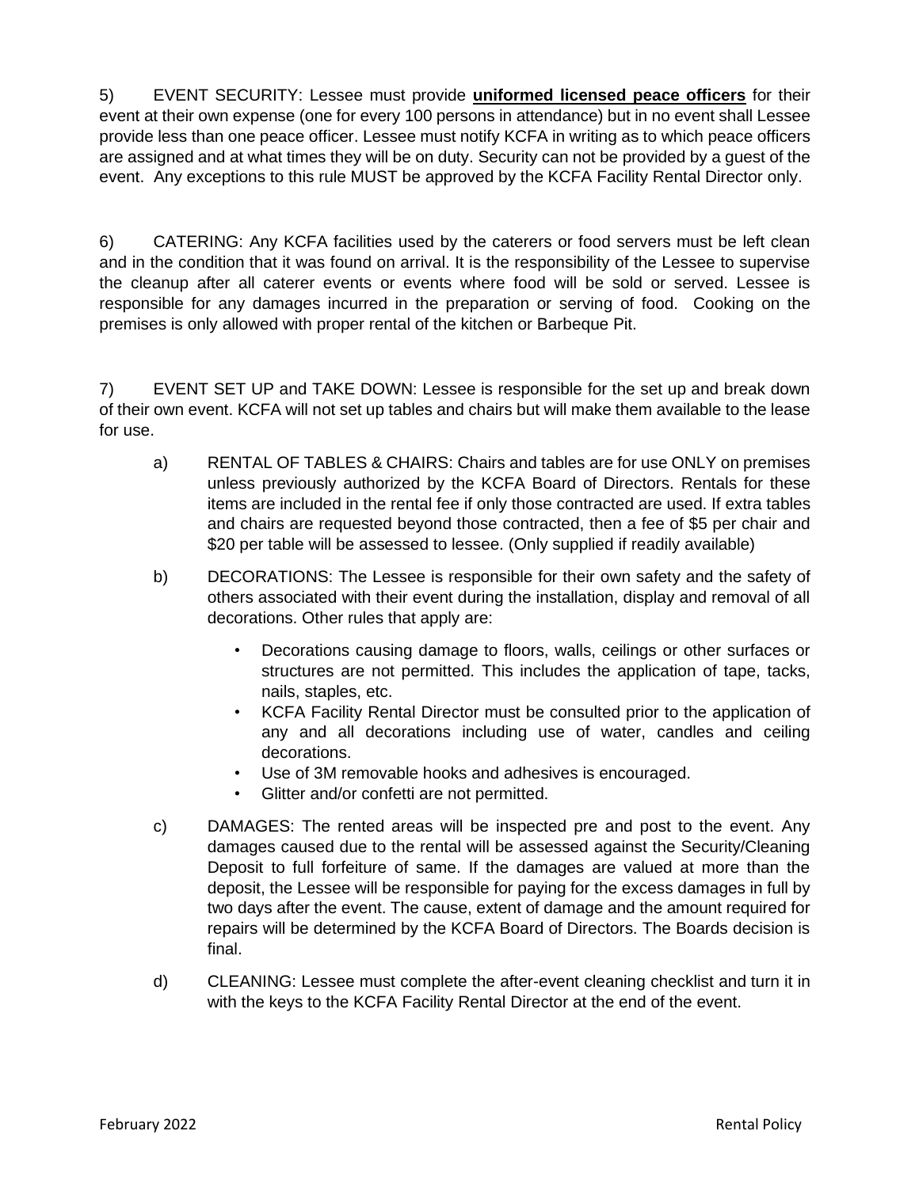5) EVENT SECURITY: Lessee must provide **uniformed licensed peace officers** for their event at their own expense (one for every 100 persons in attendance) but in no event shall Lessee provide less than one peace officer. Lessee must notify KCFA in writing as to which peace officers are assigned and at what times they will be on duty. Security can not be provided by a guest of the event. Any exceptions to this rule MUST be approved by the KCFA Facility Rental Director only.

6) CATERING: Any KCFA facilities used by the caterers or food servers must be left clean and in the condition that it was found on arrival. It is the responsibility of the Lessee to supervise the cleanup after all caterer events or events where food will be sold or served. Lessee is responsible for any damages incurred in the preparation or serving of food. Cooking on the premises is only allowed with proper rental of the kitchen or Barbeque Pit.

7) EVENT SET UP and TAKE DOWN: Lessee is responsible for the set up and break down of their own event. KCFA will not set up tables and chairs but will make them available to the lease for use.

a) RENTAL OF TABLES & CHAIRS: Chairs and tables are for use ONLY on premises unless previously authorized by the KCFA Board of Directors. Rentals for these items are included in the rental fee if only those contracted are used. If extra tables and chairs are requested beyond those contracted, then a fee of $5 per chair and $20 per table will be assessed to lessee. (Only supplied if readily available)

b) DECORATIONS: The Lessee is responsible for their own safety and the safety of others associated with their event during the installation, display and removal of all decorations. Other rules that apply are:

- Decorations causing damage to floors, walls, ceilings or other surfaces or structures are not permitted. This includes the application of tape, tacks, nails, staples, etc.
- KCFA Facility Rental Director must be consulted prior to the application of any and all decorations including use of water, candles and ceiling decorations.
- Use of 3M removable hooks and adhesives is encouraged.
- Glitter and/or confetti are not permitted.

c) DAMAGES: The rented areas will be inspected pre and post to the event. Any damages caused due to the rental will be assessed against the Security/Cleaning Deposit to full forfeiture of same. If the damages are valued at more than the deposit, the Lessee will be responsible for paying for the excess damages in full by two days after the event. The cause, extent of damage and the amount required for repairs will be determined by the KCFA Board of Directors. The Boards decision is final.

d) CLEANING: Lessee must complete the after-event cleaning checklist and turn it in with the keys to the KCFA Facility Rental Director at the end of the event.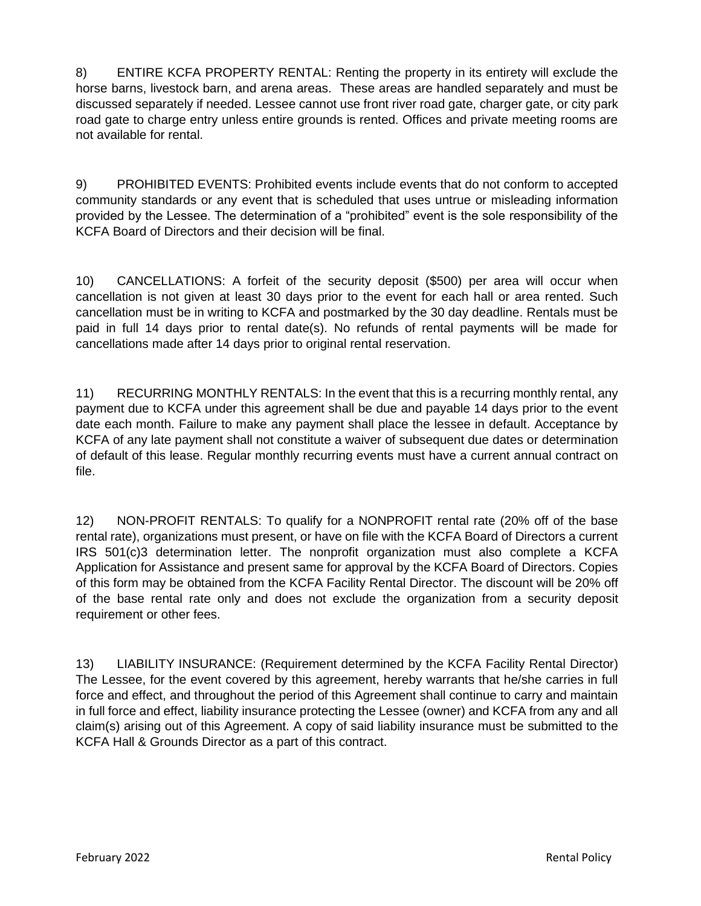8) ENTIRE KCFA PROPERTY RENTAL: Renting the property in its entirety will exclude the horse barns, livestock barn, and arena areas. These areas are handled separately and must be discussed separately if needed. Lessee cannot use front river road gate, charger gate, or city park road gate to charge entry unless entire grounds is rented. Offices and private meeting rooms are not available for rental.

9) PROHIBITED EVENTS: Prohibited events include events that do not conform to accepted community standards or any event that is scheduled that uses untrue or misleading information provided by the Lessee. The determination of a "prohibited" event is the sole responsibility of the KCFA Board of Directors and their decision will be final.

10) CANCELLATIONS: A forfeit of the security deposit ($500) per area will occur when cancellation is not given at least 30 days prior to the event for each hall or area rented. Such cancellation must be in writing to KCFA and postmarked by the 30 day deadline. Rentals must be paid in full 14 days prior to rental date(s). No refunds of rental payments will be made for cancellations made after 14 days prior to original rental reservation.

11) RECURRING MONTHLY RENTALS: In the event that this is a recurring monthly rental, any payment due to KCFA under this agreement shall be due and payable 14 days prior to the event date each month. Failure to make any payment shall place the lessee in default. Acceptance by KCFA of any late payment shall not constitute a waiver of subsequent due dates or determination of default of this lease. Regular monthly recurring events must have a current annual contract on file.

12) NON-PROFIT RENTALS: To qualify for a NONPROFIT rental rate (20% off of the base rental rate), organizations must present, or have on file with the KCFA Board of Directors a current IRS 501(c)3 determination letter. The nonprofit organization must also complete a KCFA Application for Assistance and present same for approval by the KCFA Board of Directors. Copies of this form may be obtained from the KCFA Facility Rental Director. The discount will be 20% off of the base rental rate only and does not exclude the organization from a security deposit requirement or other fees.

13) LIABILITY INSURANCE: (Requirement determined by the KCFA Facility Rental Director) The Lessee, for the event covered by this agreement, hereby warrants that he/she carries in full force and effect, and throughout the period of this Agreement shall continue to carry and maintain in full force and effect, liability insurance protecting the Lessee (owner) and KCFA from any and all claim(s) arising out of this Agreement. A copy of said liability insurance must be submitted to the KCFA Hall & Grounds Director as a part of this contract.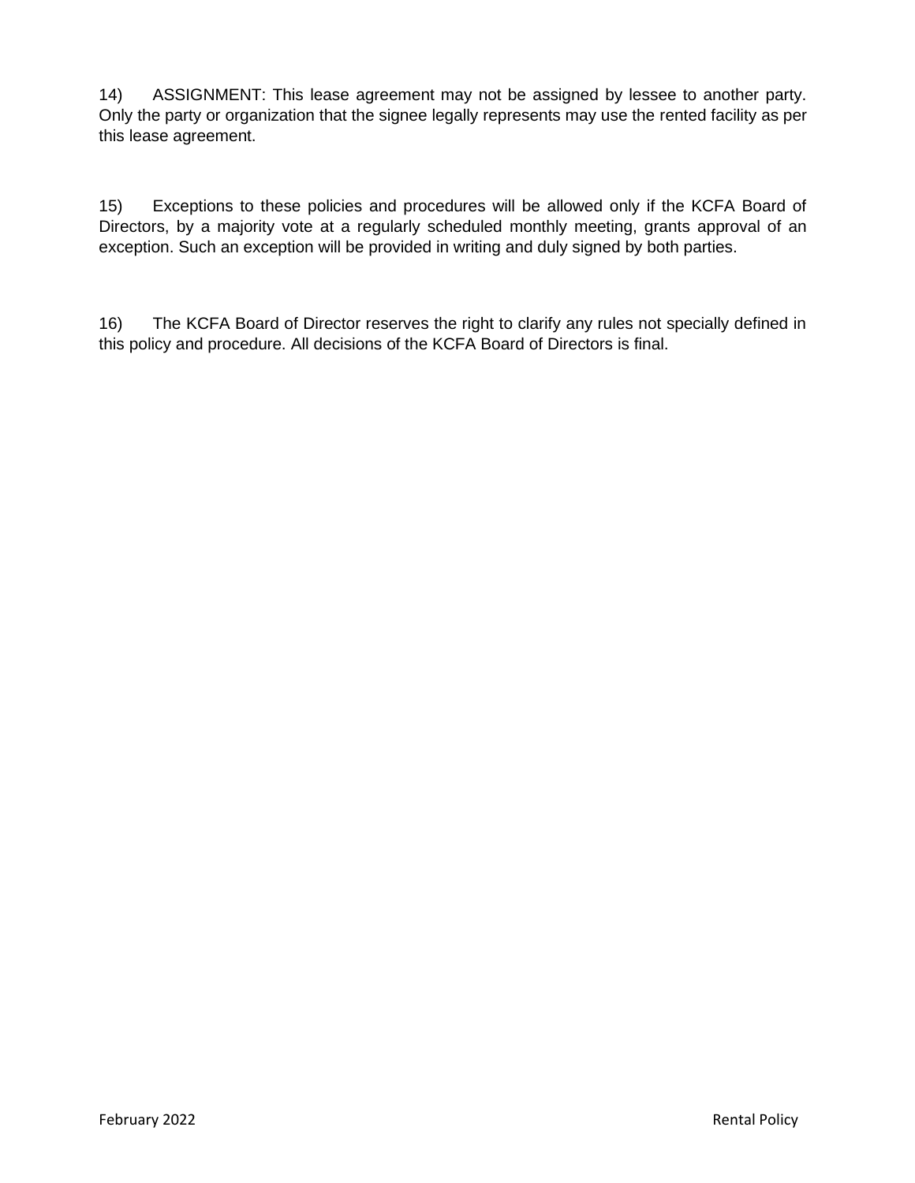14) ASSIGNMENT: This lease agreement may not be assigned by lessee to another party. Only the party or organization that the signee legally represents may use the rented facility as per this lease agreement.

15) Exceptions to these policies and procedures will be allowed only if the KCFA Board of Directors, by a majority vote at a regularly scheduled monthly meeting, grants approval of an exception. Such an exception will be provided in writing and duly signed by both parties.

16) The KCFA Board of Director reserves the right to clarify any rules not specially defined in this policy and procedure. All decisions of the KCFA Board of Directors is final.